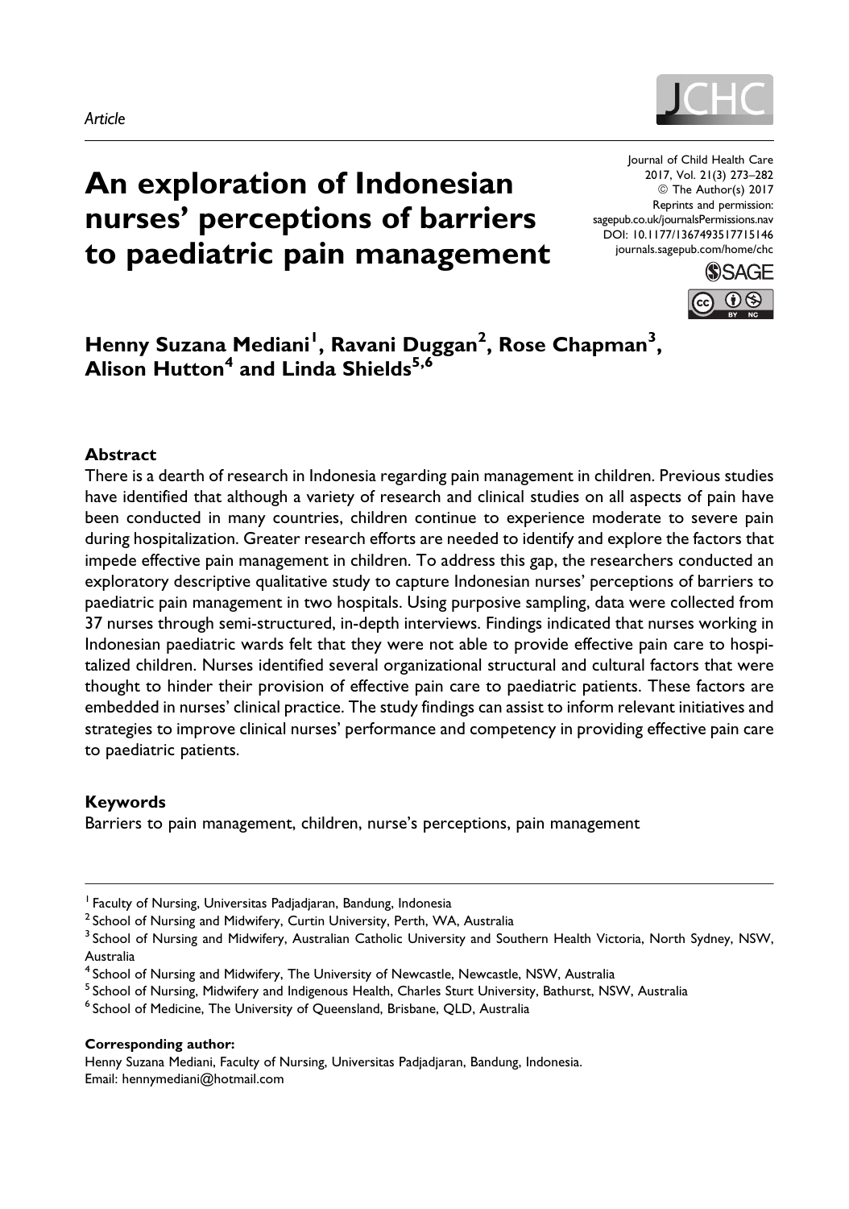*Article*

# An exploration of Indonesian nurses' perceptions of barriers to paediatric pain management

Journal of Child Health Care
2017, Vol. 21(3) 273–282
© The Author(s) 2017
Reprints and permission:
sagepub.co.uk/journalsPermissions.nav
DOI: 10.1177/1367493517715146
journals.sagepub.com/home/chc

**Henny Suzana Mediani[1], Ravani Duggan[2], Rose Chapman[3], Alison Hutton[4] and Linda Shields[5,6]**

## Abstract

There is a dearth of research in Indonesia regarding pain management in children. Previous studies have identified that although a variety of research and clinical studies on all aspects of pain have been conducted in many countries, children continue to experience moderate to severe pain during hospitalization. Greater research efforts are needed to identify and explore the factors that impede effective pain management in children. To address this gap, the researchers conducted an exploratory descriptive qualitative study to capture Indonesian nurses' perceptions of barriers to paediatric pain management in two hospitals. Using purposive sampling, data were collected from 37 nurses through semi-structured, in-depth interviews. Findings indicated that nurses working in Indonesian paediatric wards felt that they were not able to provide effective pain care to hospitalized children. Nurses identified several organizational structural and cultural factors that were thought to hinder their provision of effective pain care to paediatric patients. These factors are embedded in nurses' clinical practice. The study findings can assist to inform relevant initiatives and strategies to improve clinical nurses' performance and competency in providing effective pain care to paediatric patients.

## Keywords

Barriers to pain management, children, nurse's perceptions, pain management

---

[1] Faculty of Nursing, Universitas Padjadjaran, Bandung, Indonesia
[2] School of Nursing and Midwifery, Curtin University, Perth, WA, Australia
[3] School of Nursing and Midwifery, Australian Catholic University and Southern Health Victoria, North Sydney, NSW, Australia
[4] School of Nursing and Midwifery, The University of Newcastle, Newcastle, NSW, Australia
[5] School of Nursing, Midwifery and Indigenous Health, Charles Sturt University, Bathurst, NSW, Australia
[6] School of Medicine, The University of Queensland, Brisbane, QLD, Australia

**Corresponding author:**
Henny Suzana Mediani, Faculty of Nursing, Universitas Padjadjaran, Bandung, Indonesia.
Email: hennymediani@hotmail.com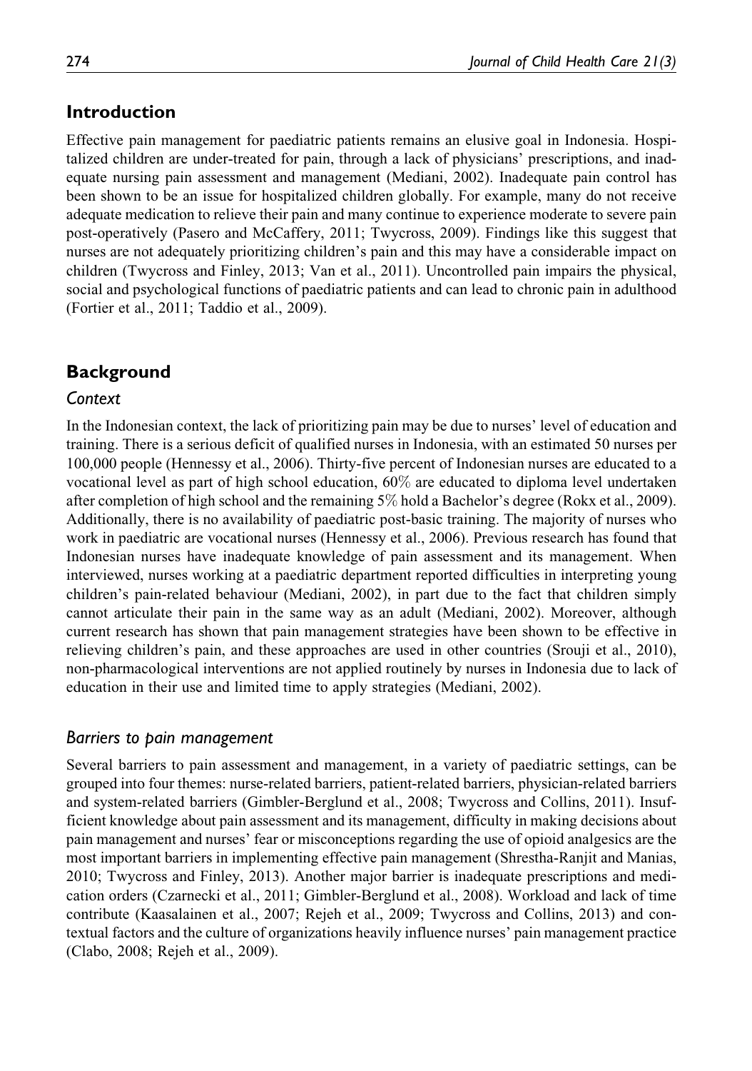## Introduction

Effective pain management for paediatric patients remains an elusive goal in Indonesia. Hospitalized children are under-treated for pain, through a lack of physicians' prescriptions, and inadequate nursing pain assessment and management (Mediani, 2002). Inadequate pain control has been shown to be an issue for hospitalized children globally. For example, many do not receive adequate medication to relieve their pain and many continue to experience moderate to severe pain post-operatively (Pasero and McCaffery, 2011; Twycross, 2009). Findings like this suggest that nurses are not adequately prioritizing children's pain and this may have a considerable impact on children (Twycross and Finley, 2013; Van et al., 2011). Uncontrolled pain impairs the physical, social and psychological functions of paediatric patients and can lead to chronic pain in adulthood (Fortier et al., 2011; Taddio et al., 2009).

## Background

### *Context*

In the Indonesian context, the lack of prioritizing pain may be due to nurses' level of education and training. There is a serious deficit of qualified nurses in Indonesia, with an estimated 50 nurses per 100,000 people (Hennessy et al., 2006). Thirty-five percent of Indonesian nurses are educated to a vocational level as part of high school education, 60% are educated to diploma level undertaken after completion of high school and the remaining 5% hold a Bachelor's degree (Rokx et al., 2009). Additionally, there is no availability of paediatric post-basic training. The majority of nurses who work in paediatric are vocational nurses (Hennessy et al., 2006). Previous research has found that Indonesian nurses have inadequate knowledge of pain assessment and its management. When interviewed, nurses working at a paediatric department reported difficulties in interpreting young children's pain-related behaviour (Mediani, 2002), in part due to the fact that children simply cannot articulate their pain in the same way as an adult (Mediani, 2002). Moreover, although current research has shown that pain management strategies have been shown to be effective in relieving children's pain, and these approaches are used in other countries (Srouji et al., 2010), non-pharmacological interventions are not applied routinely by nurses in Indonesia due to lack of education in their use and limited time to apply strategies (Mediani, 2002).

### *Barriers to pain management*

Several barriers to pain assessment and management, in a variety of paediatric settings, can be grouped into four themes: nurse-related barriers, patient-related barriers, physician-related barriers and system-related barriers (Gimbler-Berglund et al., 2008; Twycross and Collins, 2011). Insufficient knowledge about pain assessment and its management, difficulty in making decisions about pain management and nurses' fear or misconceptions regarding the use of opioid analgesics are the most important barriers in implementing effective pain management (Shrestha-Ranjit and Manias, 2010; Twycross and Finley, 2013). Another major barrier is inadequate prescriptions and medication orders (Czarnecki et al., 2011; Gimbler-Berglund et al., 2008). Workload and lack of time contribute (Kaasalainen et al., 2007; Rejeh et al., 2009; Twycross and Collins, 2013) and contextual factors and the culture of organizations heavily influence nurses' pain management practice (Clabo, 2008; Rejeh et al., 2009).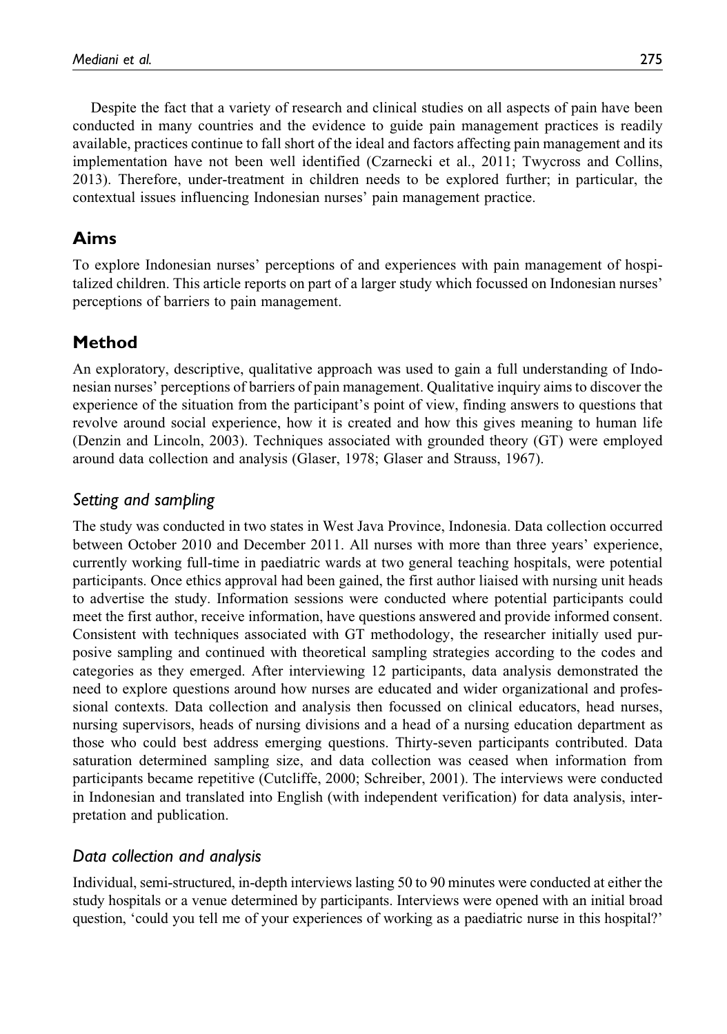Despite the fact that a variety of research and clinical studies on all aspects of pain have been conducted in many countries and the evidence to guide pain management practices is readily available, practices continue to fall short of the ideal and factors affecting pain management and its implementation have not been well identified (Czarnecki et al., 2011; Twycross and Collins, 2013). Therefore, under-treatment in children needs to be explored further; in particular, the contextual issues influencing Indonesian nurses' pain management practice.

## Aims

To explore Indonesian nurses' perceptions of and experiences with pain management of hospitalized children. This article reports on part of a larger study which focussed on Indonesian nurses' perceptions of barriers to pain management.

## Method

An exploratory, descriptive, qualitative approach was used to gain a full understanding of Indonesian nurses' perceptions of barriers of pain management. Qualitative inquiry aims to discover the experience of the situation from the participant's point of view, finding answers to questions that revolve around social experience, how it is created and how this gives meaning to human life (Denzin and Lincoln, 2003). Techniques associated with grounded theory (GT) were employed around data collection and analysis (Glaser, 1978; Glaser and Strauss, 1967).

### *Setting and sampling*

The study was conducted in two states in West Java Province, Indonesia. Data collection occurred between October 2010 and December 2011. All nurses with more than three years' experience, currently working full-time in paediatric wards at two general teaching hospitals, were potential participants. Once ethics approval had been gained, the first author liaised with nursing unit heads to advertise the study. Information sessions were conducted where potential participants could meet the first author, receive information, have questions answered and provide informed consent. Consistent with techniques associated with GT methodology, the researcher initially used purposive sampling and continued with theoretical sampling strategies according to the codes and categories as they emerged. After interviewing 12 participants, data analysis demonstrated the need to explore questions around how nurses are educated and wider organizational and professional contexts. Data collection and analysis then focussed on clinical educators, head nurses, nursing supervisors, heads of nursing divisions and a head of a nursing education department as those who could best address emerging questions. Thirty-seven participants contributed. Data saturation determined sampling size, and data collection was ceased when information from participants became repetitive (Cutcliffe, 2000; Schreiber, 2001). The interviews were conducted in Indonesian and translated into English (with independent verification) for data analysis, interpretation and publication.

### *Data collection and analysis*

Individual, semi-structured, in-depth interviews lasting 50 to 90 minutes were conducted at either the study hospitals or a venue determined by participants. Interviews were opened with an initial broad question, 'could you tell me of your experiences of working as a paediatric nurse in this hospital?'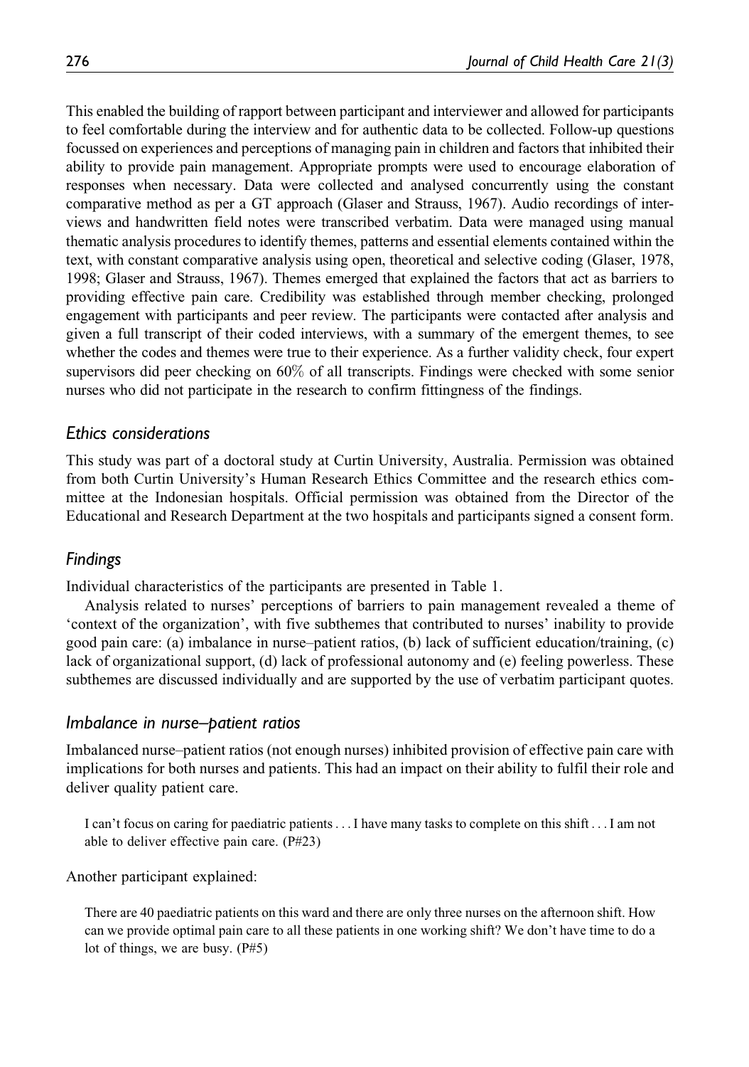This enabled the building of rapport between participant and interviewer and allowed for participants to feel comfortable during the interview and for authentic data to be collected. Follow-up questions focussed on experiences and perceptions of managing pain in children and factors that inhibited their ability to provide pain management. Appropriate prompts were used to encourage elaboration of responses when necessary. Data were collected and analysed concurrently using the constant comparative method as per a GT approach (Glaser and Strauss, 1967). Audio recordings of interviews and handwritten field notes were transcribed verbatim. Data were managed using manual thematic analysis procedures to identify themes, patterns and essential elements contained within the text, with constant comparative analysis using open, theoretical and selective coding (Glaser, 1978, 1998; Glaser and Strauss, 1967). Themes emerged that explained the factors that act as barriers to providing effective pain care. Credibility was established through member checking, prolonged engagement with participants and peer review. The participants were contacted after analysis and given a full transcript of their coded interviews, with a summary of the emergent themes, to see whether the codes and themes were true to their experience. As a further validity check, four expert supervisors did peer checking on 60% of all transcripts. Findings were checked with some senior nurses who did not participate in the research to confirm fittingness of the findings.

## *Ethics considerations*

This study was part of a doctoral study at Curtin University, Australia. Permission was obtained from both Curtin University's Human Research Ethics Committee and the research ethics committee at the Indonesian hospitals. Official permission was obtained from the Director of the Educational and Research Department at the two hospitals and participants signed a consent form.

## *Findings*

Individual characteristics of the participants are presented in Table 1.

Analysis related to nurses' perceptions of barriers to pain management revealed a theme of 'context of the organization', with five subthemes that contributed to nurses' inability to provide good pain care: (a) imbalance in nurse–patient ratios, (b) lack of sufficient education/training, (c) lack of organizational support, (d) lack of professional autonomy and (e) feeling powerless. These subthemes are discussed individually and are supported by the use of verbatim participant quotes.

## *Imbalance in nurse–patient ratios*

Imbalanced nurse–patient ratios (not enough nurses) inhibited provision of effective pain care with implications for both nurses and patients. This had an impact on their ability to fulfil their role and deliver quality patient care.

> I can't focus on caring for paediatric patients . . . I have many tasks to complete on this shift . . . I am not able to deliver effective pain care. (P#23)

Another participant explained:

> There are 40 paediatric patients on this ward and there are only three nurses on the afternoon shift. How can we provide optimal pain care to all these patients in one working shift? We don't have time to do a lot of things, we are busy. (P#5)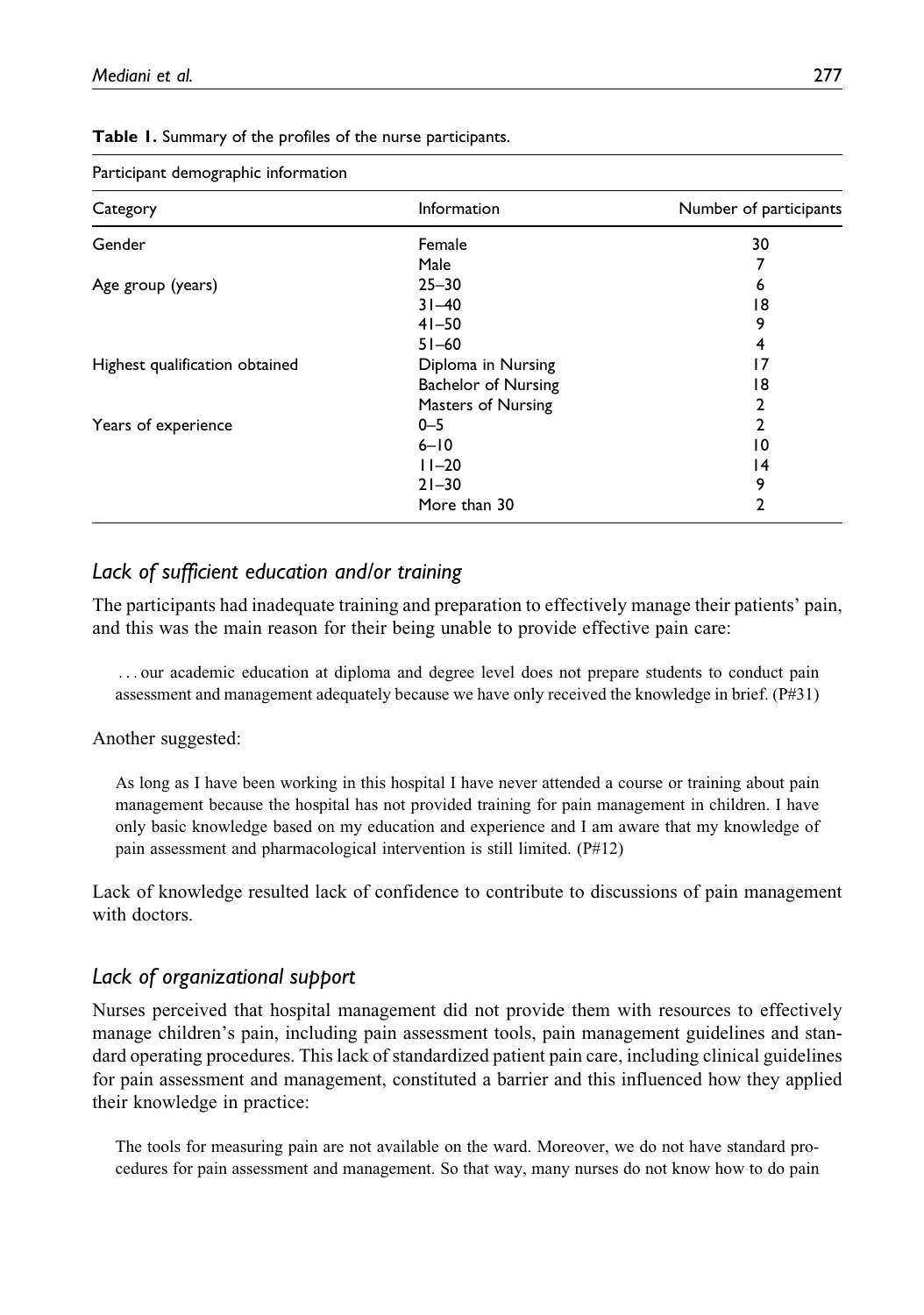**Table 1.** Summary of the profiles of the nurse participants.

| Participant demographic information | | |
|---|---|---|
| Category | Information | Number of participants |
| Gender | Female | 30 |
| | Male | 7 |
| Age group (years) | 25–30 | 6 |
| | 31–40 | 18 |
| | 41–50 | 9 |
| | 51–60 | 4 |
| Highest qualification obtained | Diploma in Nursing | 17 |
| | Bachelor of Nursing | 18 |
| | Masters of Nursing | 2 |
| Years of experience | 0–5 | 2 |
| | 6–10 | 10 |
| | 11–20 | 14 |
| | 21–30 | 9 |
| | More than 30 | 2 |

### *Lack of sufficient education and/or training*

The participants had inadequate training and preparation to effectively manage their patients' pain, and this was the main reason for their being unable to provide effective pain care:

> . . . our academic education at diploma and degree level does not prepare students to conduct pain assessment and management adequately because we have only received the knowledge in brief. (P#31)

Another suggested:

> As long as I have been working in this hospital I have never attended a course or training about pain management because the hospital has not provided training for pain management in children. I have only basic knowledge based on my education and experience and I am aware that my knowledge of pain assessment and pharmacological intervention is still limited. (P#12)

Lack of knowledge resulted lack of confidence to contribute to discussions of pain management with doctors.

### *Lack of organizational support*

Nurses perceived that hospital management did not provide them with resources to effectively manage children's pain, including pain assessment tools, pain management guidelines and standard operating procedures. This lack of standardized patient pain care, including clinical guidelines for pain assessment and management, constituted a barrier and this influenced how they applied their knowledge in practice:

> The tools for measuring pain are not available on the ward. Moreover, we do not have standard procedures for pain assessment and management. So that way, many nurses do not know how to do pain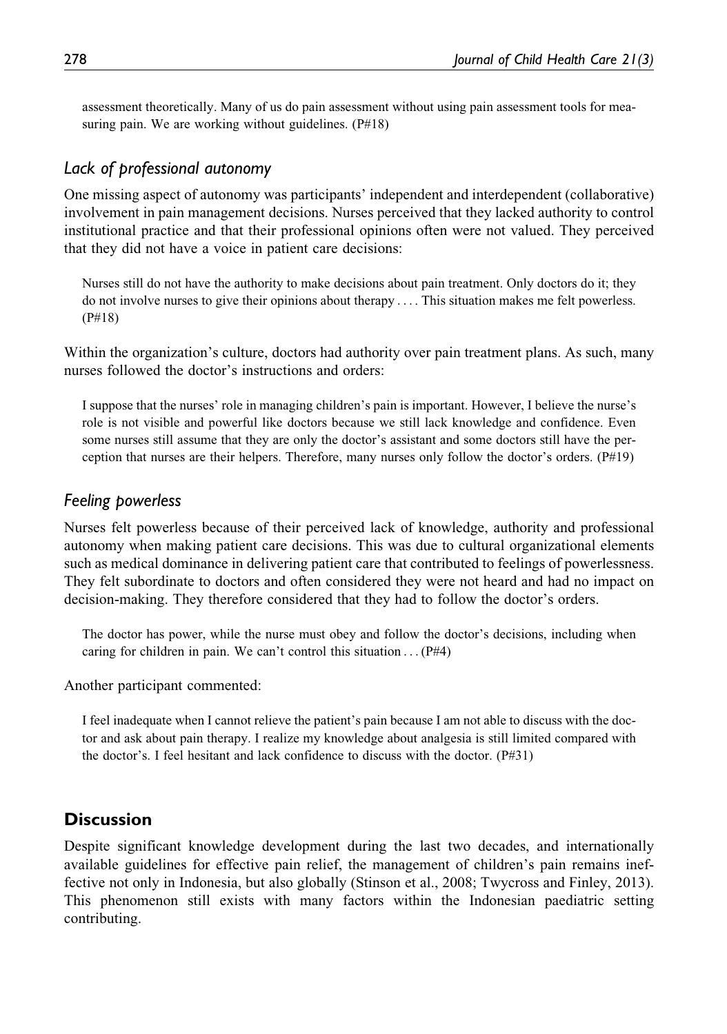> assessment theoretically. Many of us do pain assessment without using pain assessment tools for measuring pain. We are working without guidelines. (P#18)

### *Lack of professional autonomy*

One missing aspect of autonomy was participants' independent and interdependent (collaborative) involvement in pain management decisions. Nurses perceived that they lacked authority to control institutional practice and that their professional opinions often were not valued. They perceived that they did not have a voice in patient care decisions:

> Nurses still do not have the authority to make decisions about pain treatment. Only doctors do it; they do not involve nurses to give their opinions about therapy .... This situation makes me felt powerless. (P#18)

Within the organization's culture, doctors had authority over pain treatment plans. As such, many nurses followed the doctor's instructions and orders:

> I suppose that the nurses' role in managing children's pain is important. However, I believe the nurse's role is not visible and powerful like doctors because we still lack knowledge and confidence. Even some nurses still assume that they are only the doctor's assistant and some doctors still have the perception that nurses are their helpers. Therefore, many nurses only follow the doctor's orders. (P#19)

### *Feeling powerless*

Nurses felt powerless because of their perceived lack of knowledge, authority and professional autonomy when making patient care decisions. This was due to cultural organizational elements such as medical dominance in delivering patient care that contributed to feelings of powerlessness. They felt subordinate to doctors and often considered they were not heard and had no impact on decision-making. They therefore considered that they had to follow the doctor's orders.

> The doctor has power, while the nurse must obey and follow the doctor's decisions, including when caring for children in pain. We can't control this situation ... (P#4)

Another participant commented:

> I feel inadequate when I cannot relieve the patient's pain because I am not able to discuss with the doctor and ask about pain therapy. I realize my knowledge about analgesia is still limited compared with the doctor's. I feel hesitant and lack confidence to discuss with the doctor. (P#31)

## Discussion

Despite significant knowledge development during the last two decades, and internationally available guidelines for effective pain relief, the management of children's pain remains ineffective not only in Indonesia, but also globally (Stinson et al., 2008; Twycross and Finley, 2013). This phenomenon still exists with many factors within the Indonesian paediatric setting contributing.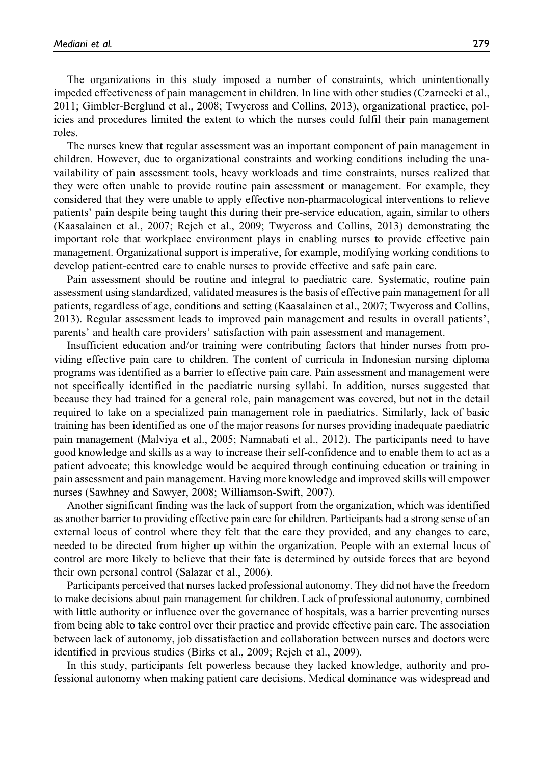The organizations in this study imposed a number of constraints, which unintentionally impeded effectiveness of pain management in children. In line with other studies (Czarnecki et al., 2011; Gimbler-Berglund et al., 2008; Twycross and Collins, 2013), organizational practice, policies and procedures limited the extent to which the nurses could fulfil their pain management roles.

The nurses knew that regular assessment was an important component of pain management in children. However, due to organizational constraints and working conditions including the unavailability of pain assessment tools, heavy workloads and time constraints, nurses realized that they were often unable to provide routine pain assessment or management. For example, they considered that they were unable to apply effective non-pharmacological interventions to relieve patients' pain despite being taught this during their pre-service education, again, similar to others (Kaasalainen et al., 2007; Rejeh et al., 2009; Twycross and Collins, 2013) demonstrating the important role that workplace environment plays in enabling nurses to provide effective pain management. Organizational support is imperative, for example, modifying working conditions to develop patient-centred care to enable nurses to provide effective and safe pain care.

Pain assessment should be routine and integral to paediatric care. Systematic, routine pain assessment using standardized, validated measures is the basis of effective pain management for all patients, regardless of age, conditions and setting (Kaasalainen et al., 2007; Twycross and Collins, 2013). Regular assessment leads to improved pain management and results in overall patients', parents' and health care providers' satisfaction with pain assessment and management.

Insufficient education and/or training were contributing factors that hinder nurses from providing effective pain care to children. The content of curricula in Indonesian nursing diploma programs was identified as a barrier to effective pain care. Pain assessment and management were not specifically identified in the paediatric nursing syllabi. In addition, nurses suggested that because they had trained for a general role, pain management was covered, but not in the detail required to take on a specialized pain management role in paediatrics. Similarly, lack of basic training has been identified as one of the major reasons for nurses providing inadequate paediatric pain management (Malviya et al., 2005; Namnabati et al., 2012). The participants need to have good knowledge and skills as a way to increase their self-confidence and to enable them to act as a patient advocate; this knowledge would be acquired through continuing education or training in pain assessment and pain management. Having more knowledge and improved skills will empower nurses (Sawhney and Sawyer, 2008; Williamson-Swift, 2007).

Another significant finding was the lack of support from the organization, which was identified as another barrier to providing effective pain care for children. Participants had a strong sense of an external locus of control where they felt that the care they provided, and any changes to care, needed to be directed from higher up within the organization. People with an external locus of control are more likely to believe that their fate is determined by outside forces that are beyond their own personal control (Salazar et al., 2006).

Participants perceived that nurses lacked professional autonomy. They did not have the freedom to make decisions about pain management for children. Lack of professional autonomy, combined with little authority or influence over the governance of hospitals, was a barrier preventing nurses from being able to take control over their practice and provide effective pain care. The association between lack of autonomy, job dissatisfaction and collaboration between nurses and doctors were identified in previous studies (Birks et al., 2009; Rejeh et al., 2009).

In this study, participants felt powerless because they lacked knowledge, authority and professional autonomy when making patient care decisions. Medical dominance was widespread and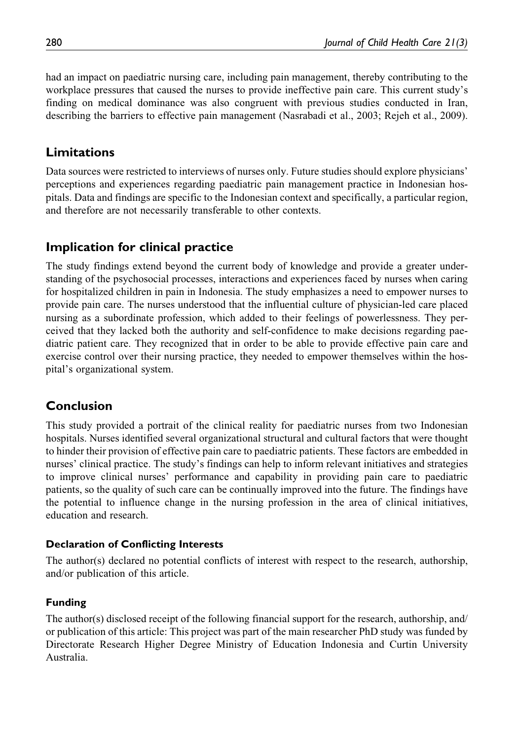had an impact on paediatric nursing care, including pain management, thereby contributing to the workplace pressures that caused the nurses to provide ineffective pain care. This current study's finding on medical dominance was also congruent with previous studies conducted in Iran, describing the barriers to effective pain management (Nasrabadi et al., 2003; Rejeh et al., 2009).

## Limitations

Data sources were restricted to interviews of nurses only. Future studies should explore physicians' perceptions and experiences regarding paediatric pain management practice in Indonesian hospitals. Data and findings are specific to the Indonesian context and specifically, a particular region, and therefore are not necessarily transferable to other contexts.

## Implication for clinical practice

The study findings extend beyond the current body of knowledge and provide a greater understanding of the psychosocial processes, interactions and experiences faced by nurses when caring for hospitalized children in pain in Indonesia. The study emphasizes a need to empower nurses to provide pain care. The nurses understood that the influential culture of physician-led care placed nursing as a subordinate profession, which added to their feelings of powerlessness. They perceived that they lacked both the authority and self-confidence to make decisions regarding paediatric patient care. They recognized that in order to be able to provide effective pain care and exercise control over their nursing practice, they needed to empower themselves within the hospital's organizational system.

## Conclusion

This study provided a portrait of the clinical reality for paediatric nurses from two Indonesian hospitals. Nurses identified several organizational structural and cultural factors that were thought to hinder their provision of effective pain care to paediatric patients. These factors are embedded in nurses' clinical practice. The study's findings can help to inform relevant initiatives and strategies to improve clinical nurses' performance and capability in providing pain care to paediatric patients, so the quality of such care can be continually improved into the future. The findings have the potential to influence change in the nursing profession in the area of clinical initiatives, education and research.

### Declaration of Conflicting Interests

The author(s) declared no potential conflicts of interest with respect to the research, authorship, and/or publication of this article.

### Funding

The author(s) disclosed receipt of the following financial support for the research, authorship, and/or publication of this article: This project was part of the main researcher PhD study was funded by Directorate Research Higher Degree Ministry of Education Indonesia and Curtin University Australia.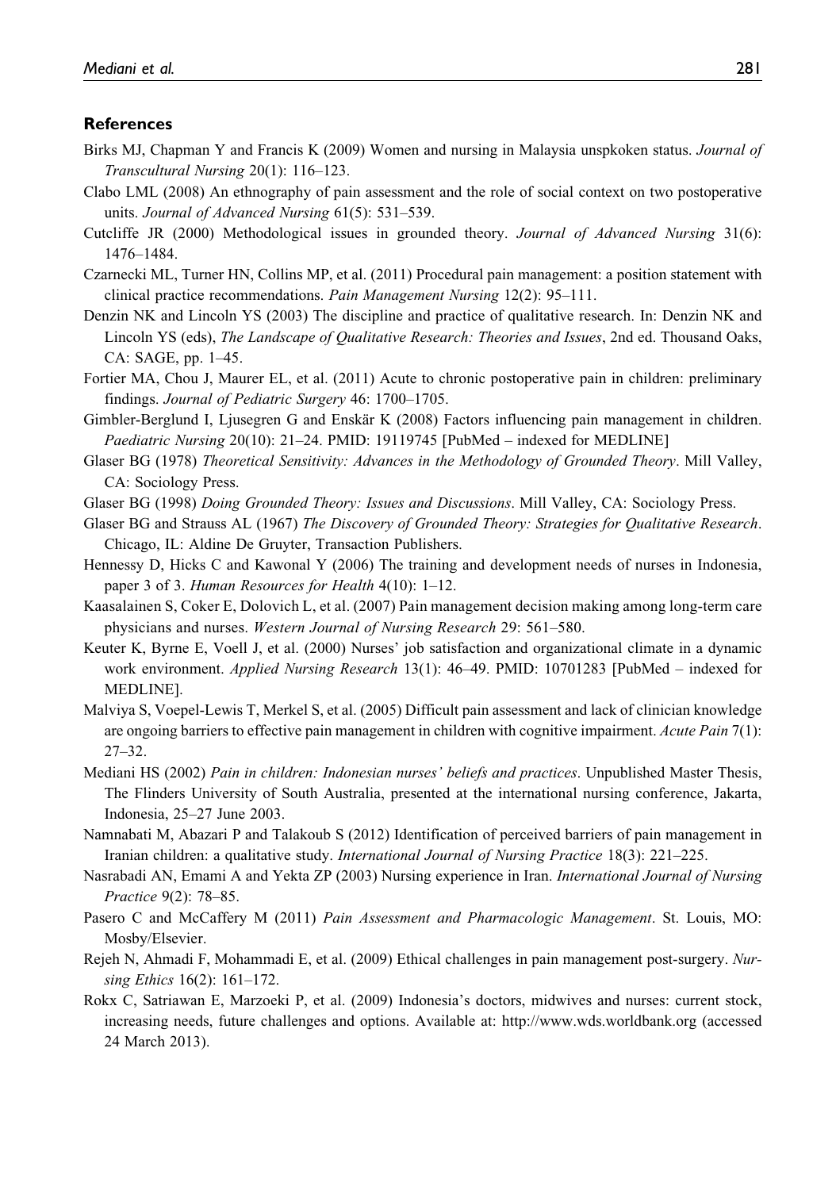## References

Birks MJ, Chapman Y and Francis K (2009) Women and nursing in Malaysia unspkoken status. *Journal of Transcultural Nursing* 20(1): 116–123.

Clabo LML (2008) An ethnography of pain assessment and the role of social context on two postoperative units. *Journal of Advanced Nursing* 61(5): 531–539.

Cutcliffe JR (2000) Methodological issues in grounded theory. *Journal of Advanced Nursing* 31(6): 1476–1484.

Czarnecki ML, Turner HN, Collins MP, et al. (2011) Procedural pain management: a position statement with clinical practice recommendations. *Pain Management Nursing* 12(2): 95–111.

Denzin NK and Lincoln YS (2003) The discipline and practice of qualitative research. In: Denzin NK and Lincoln YS (eds), *The Landscape of Qualitative Research: Theories and Issues*, 2nd ed. Thousand Oaks, CA: SAGE, pp. 1–45.

Fortier MA, Chou J, Maurer EL, et al. (2011) Acute to chronic postoperative pain in children: preliminary findings. *Journal of Pediatric Surgery* 46: 1700–1705.

Gimbler-Berglund I, Ljusegren G and Enskär K (2008) Factors influencing pain management in children. *Paediatric Nursing* 20(10): 21–24. PMID: 19119745 [PubMed – indexed for MEDLINE]

Glaser BG (1978) *Theoretical Sensitivity: Advances in the Methodology of Grounded Theory*. Mill Valley, CA: Sociology Press.

Glaser BG (1998) *Doing Grounded Theory: Issues and Discussions*. Mill Valley, CA: Sociology Press.

Glaser BG and Strauss AL (1967) *The Discovery of Grounded Theory: Strategies for Qualitative Research*. Chicago, IL: Aldine De Gruyter, Transaction Publishers.

Hennessy D, Hicks C and Kawonal Y (2006) The training and development needs of nurses in Indonesia, paper 3 of 3. *Human Resources for Health* 4(10): 1–12.

Kaasalainen S, Coker E, Dolovich L, et al. (2007) Pain management decision making among long-term care physicians and nurses. *Western Journal of Nursing Research* 29: 561–580.

Keuter K, Byrne E, Voell J, et al. (2000) Nurses' job satisfaction and organizational climate in a dynamic work environment. *Applied Nursing Research* 13(1): 46–49. PMID: 10701283 [PubMed – indexed for MEDLINE].

Malviya S, Voepel-Lewis T, Merkel S, et al. (2005) Difficult pain assessment and lack of clinician knowledge are ongoing barriers to effective pain management in children with cognitive impairment. *Acute Pain* 7(1): 27–32.

Mediani HS (2002) *Pain in children: Indonesian nurses' beliefs and practices*. Unpublished Master Thesis, The Flinders University of South Australia, presented at the international nursing conference, Jakarta, Indonesia, 25–27 June 2003.

Namnabati M, Abazari P and Talakoub S (2012) Identification of perceived barriers of pain management in Iranian children: a qualitative study. *International Journal of Nursing Practice* 18(3): 221–225.

Nasrabadi AN, Emami A and Yekta ZP (2003) Nursing experience in Iran. *International Journal of Nursing Practice* 9(2): 78–85.

Pasero C and McCaffery M (2011) *Pain Assessment and Pharmacologic Management*. St. Louis, MO: Mosby/Elsevier.

Rejeh N, Ahmadi F, Mohammadi E, et al. (2009) Ethical challenges in pain management post-surgery. *Nursing Ethics* 16(2): 161–172.

Rokx C, Satriawan E, Marzoeki P, et al. (2009) Indonesia's doctors, midwives and nurses: current stock, increasing needs, future challenges and options. Available at: http://www.wds.worldbank.org (accessed 24 March 2013).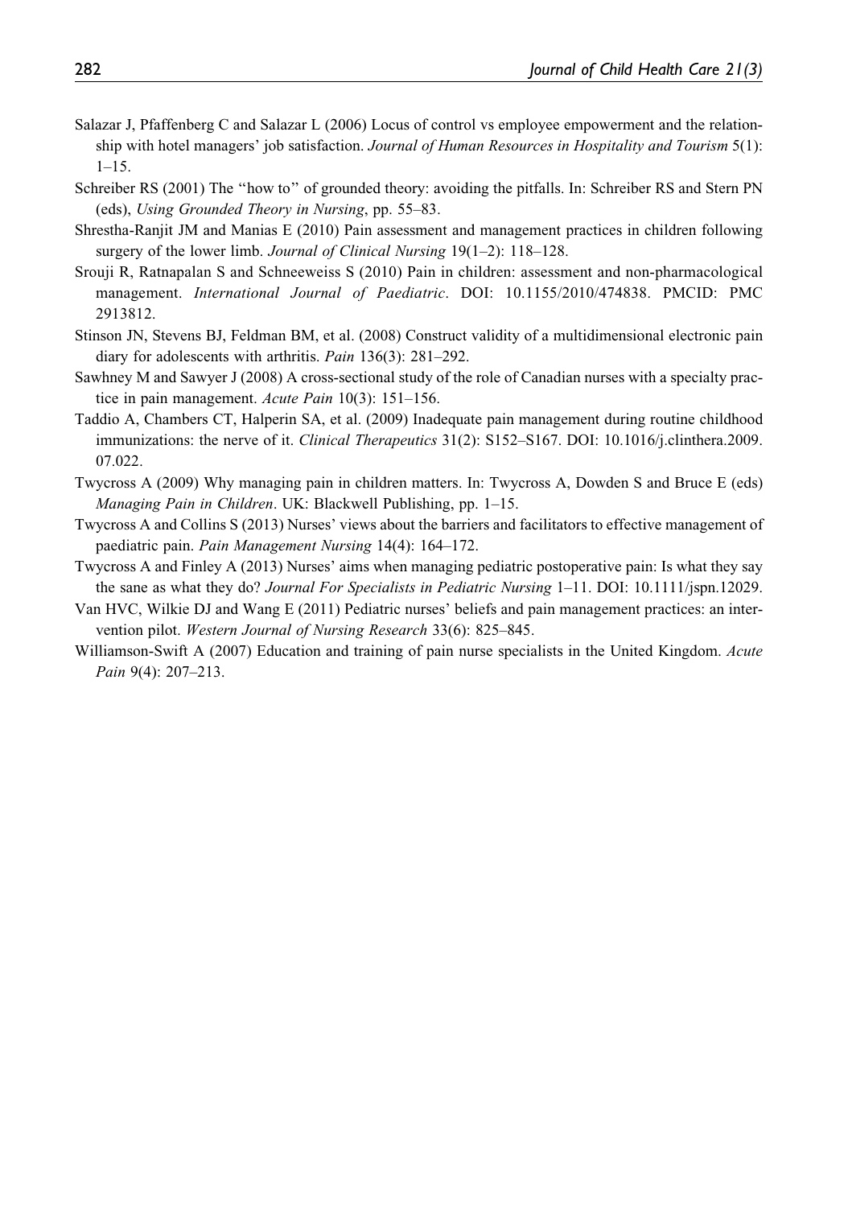Salazar J, Pfaffenberg C and Salazar L (2006) Locus of control vs employee empowerment and the relationship with hotel managers' job satisfaction. *Journal of Human Resources in Hospitality and Tourism* 5(1): 1–15.

Schreiber RS (2001) The ''how to'' of grounded theory: avoiding the pitfalls. In: Schreiber RS and Stern PN (eds), *Using Grounded Theory in Nursing*, pp. 55–83.

Shrestha-Ranjit JM and Manias E (2010) Pain assessment and management practices in children following surgery of the lower limb. *Journal of Clinical Nursing* 19(1–2): 118–128.

Srouji R, Ratnapalan S and Schneeweiss S (2010) Pain in children: assessment and non-pharmacological management. *International Journal of Paediatric*. DOI: 10.1155/2010/474838. PMCID: PMC 2913812.

Stinson JN, Stevens BJ, Feldman BM, et al. (2008) Construct validity of a multidimensional electronic pain diary for adolescents with arthritis. *Pain* 136(3): 281–292.

Sawhney M and Sawyer J (2008) A cross-sectional study of the role of Canadian nurses with a specialty practice in pain management. *Acute Pain* 10(3): 151–156.

Taddio A, Chambers CT, Halperin SA, et al. (2009) Inadequate pain management during routine childhood immunizations: the nerve of it. *Clinical Therapeutics* 31(2): S152–S167. DOI: 10.1016/j.clinthera.2009.07.022.

Twycross A (2009) Why managing pain in children matters. In: Twycross A, Dowden S and Bruce E (eds) *Managing Pain in Children*. UK: Blackwell Publishing, pp. 1–15.

Twycross A and Collins S (2013) Nurses' views about the barriers and facilitators to effective management of paediatric pain. *Pain Management Nursing* 14(4): 164–172.

Twycross A and Finley A (2013) Nurses' aims when managing pediatric postoperative pain: Is what they say the sane as what they do? *Journal For Specialists in Pediatric Nursing* 1–11. DOI: 10.1111/jspn.12029.

Van HVC, Wilkie DJ and Wang E (2011) Pediatric nurses' beliefs and pain management practices: an intervention pilot. *Western Journal of Nursing Research* 33(6): 825–845.

Williamson-Swift A (2007) Education and training of pain nurse specialists in the United Kingdom. *Acute Pain* 9(4): 207–213.